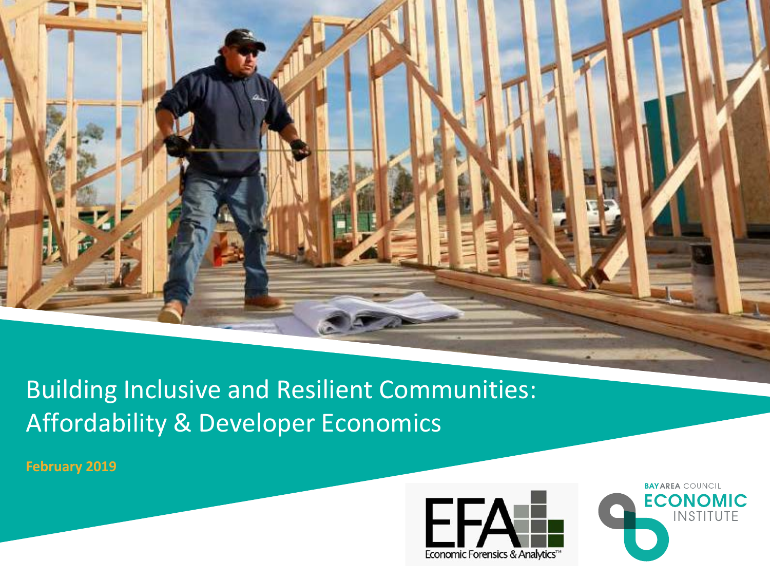# Building Inclusive and Resilient Communities: Affordability & Developer Economics

**February 2019**

EFA Economic Forensics & Analytics™

Bay Area Council Economic Institute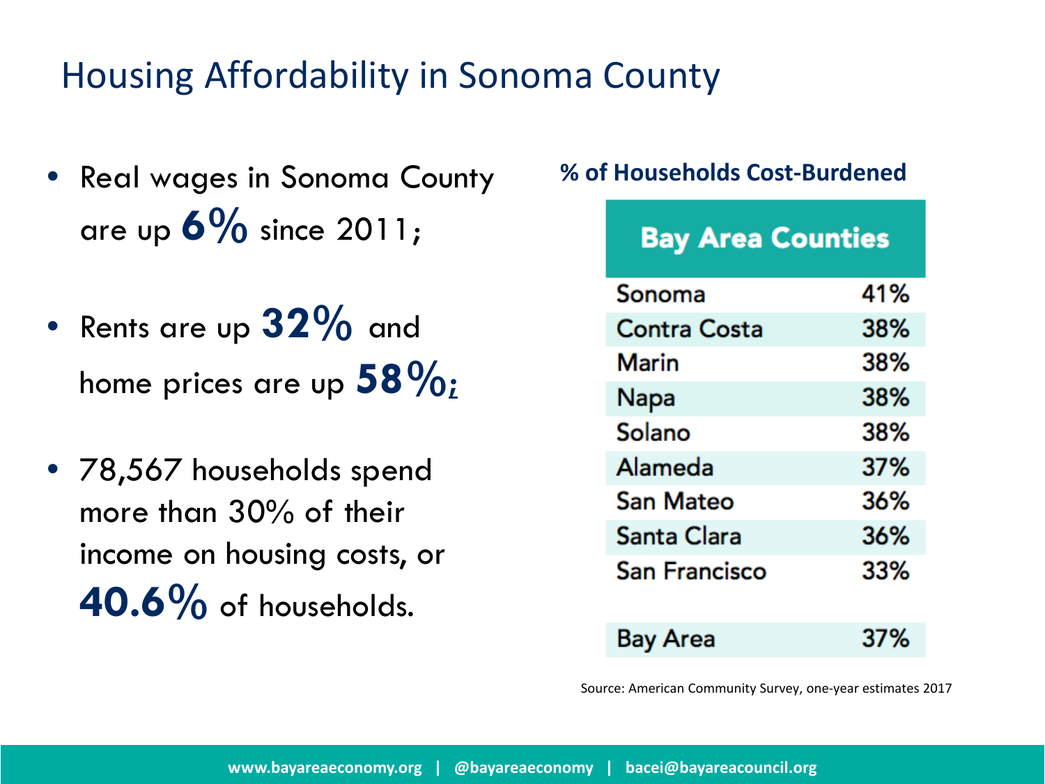# Housing Affordability in Sonoma County

- Real wages in Sonoma County are up **6%** since 2011;
- Rents are up **32%** and home prices are up **58%**;
- 78,567 households spend more than 30% of their income on housing costs, or **40.6%** of households.

**% of Households Cost-Burdened**

| Bay Area Counties | |
|---|---|
| Sonoma | 41% |
| Contra Costa | 38% |
| Marin | 38% |
| Napa | 38% |
| Solano | 38% |
| Alameda | 37% |
| San Mateo | 36% |
| Santa Clara | 36% |
| San Francisco | 33% |
| Bay Area | 37% |

Source: American Community Survey, one-year estimates 2017

www.bayareaeconomy.org | @bayareaeconomy | bacei@bayareacouncil.org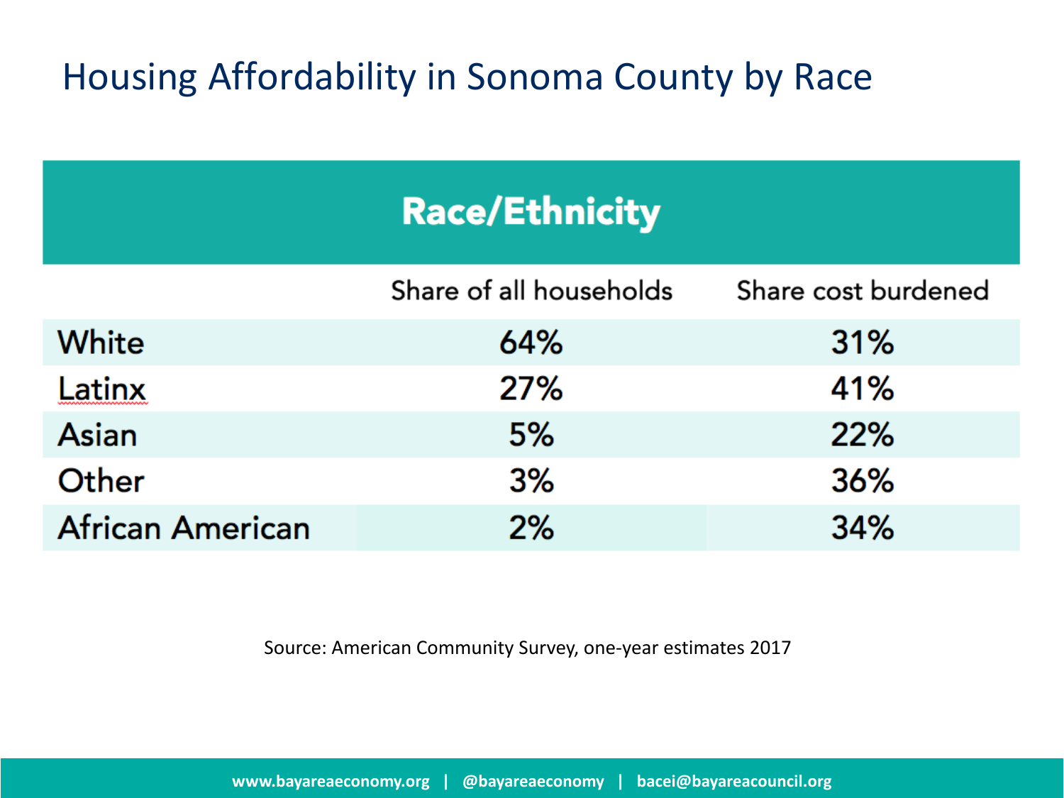# Housing Affordability in Sonoma County by Race

| Race/Ethnicity | | |
|---|---|---|
| | Share of all households | Share cost burdened |
| White | 64% | 31% |
| Latinx | 27% | 41% |
| Asian | 5% | 22% |
| Other | 3% | 36% |
| African American | 2% | 34% |

Source: American Community Survey, one-year estimates 2017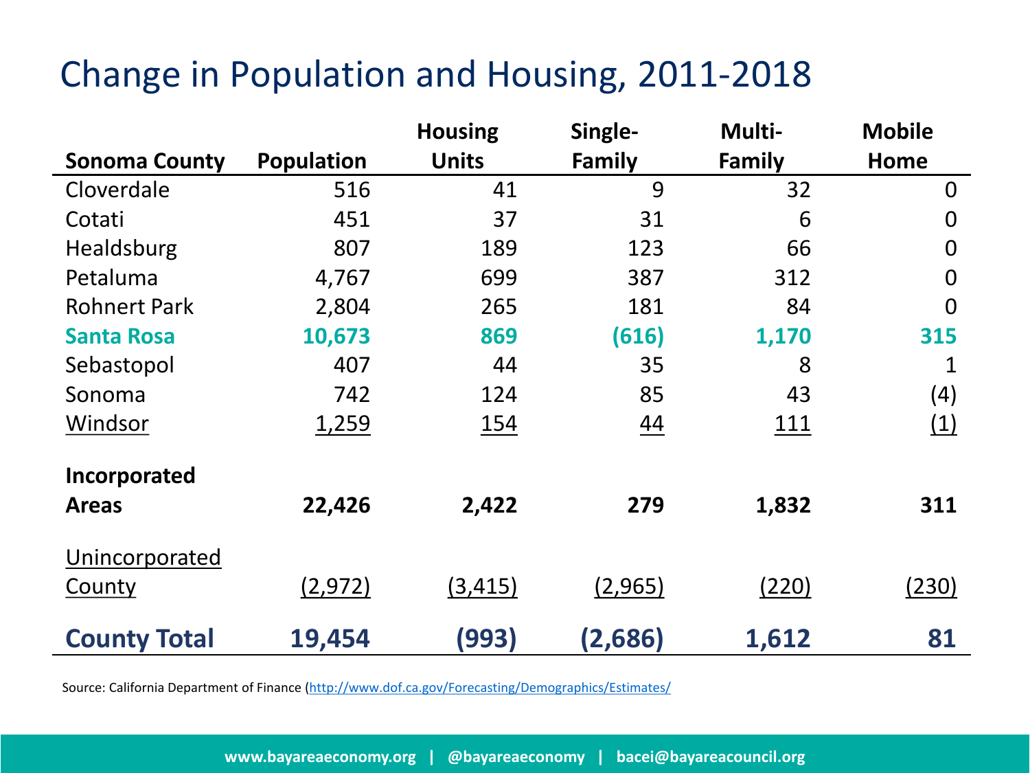# Change in Population and Housing, 2011-2018

| Sonoma County | Population | Housing Units | Single-Family | Multi-Family | Mobile Home |
|---|---|---|---|---|---|
| Cloverdale | 516 | 41 | 9 | 32 | 0 |
| Cotati | 451 | 37 | 31 | 6 | 0 |
| Healdsburg | 807 | 189 | 123 | 66 | 0 |
| Petaluma | 4,767 | 699 | 387 | 312 | 0 |
| Rohnert Park | 2,804 | 265 | 181 | 84 | 0 |
| **Santa Rosa** | **10,673** | **869** | **(616)** | **1,170** | **315** |
| Sebastopol | 407 | 44 | 35 | 8 | 1 |
| Sonoma | 742 | 124 | 85 | 43 | (4) |
| Windsor | 1,259 | 154 | 44 | 111 | (1) |
| **Incorporated Areas** | **22,426** | **2,422** | **279** | **1,832** | **311** |
| Unincorporated County | (2,972) | (3,415) | (2,965) | (220) | (230) |
| **County Total** | **19,454** | **(993)** | **(2,686)** | **1,612** | **81** |

Source: California Department of Finance (http://www.dof.ca.gov/Forecasting/Demographics/Estimates/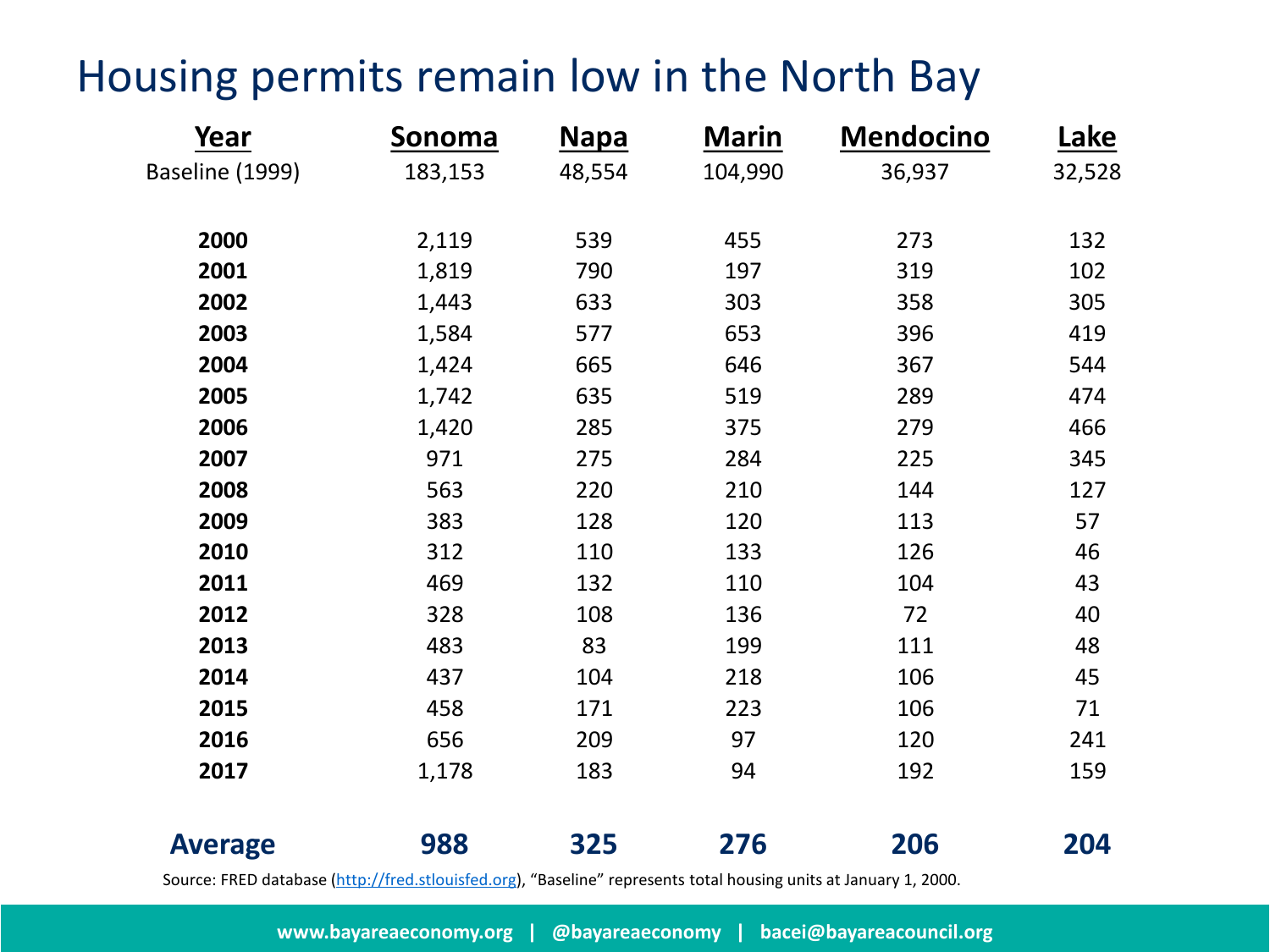# Housing permits remain low in the North Bay

| Year | Sonoma | Napa | Marin | Mendocino | Lake |
|---|---|---|---|---|---|
| Baseline (1999) | 183,153 | 48,554 | 104,990 | 36,937 | 32,528 |
| **2000** | 2,119 | 539 | 455 | 273 | 132 |
| **2001** | 1,819 | 790 | 197 | 319 | 102 |
| **2002** | 1,443 | 633 | 303 | 358 | 305 |
| **2003** | 1,584 | 577 | 653 | 396 | 419 |
| **2004** | 1,424 | 665 | 646 | 367 | 544 |
| **2005** | 1,742 | 635 | 519 | 289 | 474 |
| **2006** | 1,420 | 285 | 375 | 279 | 466 |
| **2007** | 971 | 275 | 284 | 225 | 345 |
| **2008** | 563 | 220 | 210 | 144 | 127 |
| **2009** | 383 | 128 | 120 | 113 | 57 |
| **2010** | 312 | 110 | 133 | 126 | 46 |
| **2011** | 469 | 132 | 110 | 104 | 43 |
| **2012** | 328 | 108 | 136 | 72 | 40 |
| **2013** | 483 | 83 | 199 | 111 | 48 |
| **2014** | 437 | 104 | 218 | 106 | 45 |
| **2015** | 458 | 171 | 223 | 106 | 71 |
| **2016** | 656 | 209 | 97 | 120 | 241 |
| **2017** | 1,178 | 183 | 94 | 192 | 159 |
| **Average** | **988** | **325** | **276** | **206** | **204** |

Source: FRED database (http://fred.stlouisfed.org), "Baseline" represents total housing units at January 1, 2000.

www.bayareaeconomy.org | @bayareaeconomy | bacei@bayareacouncil.org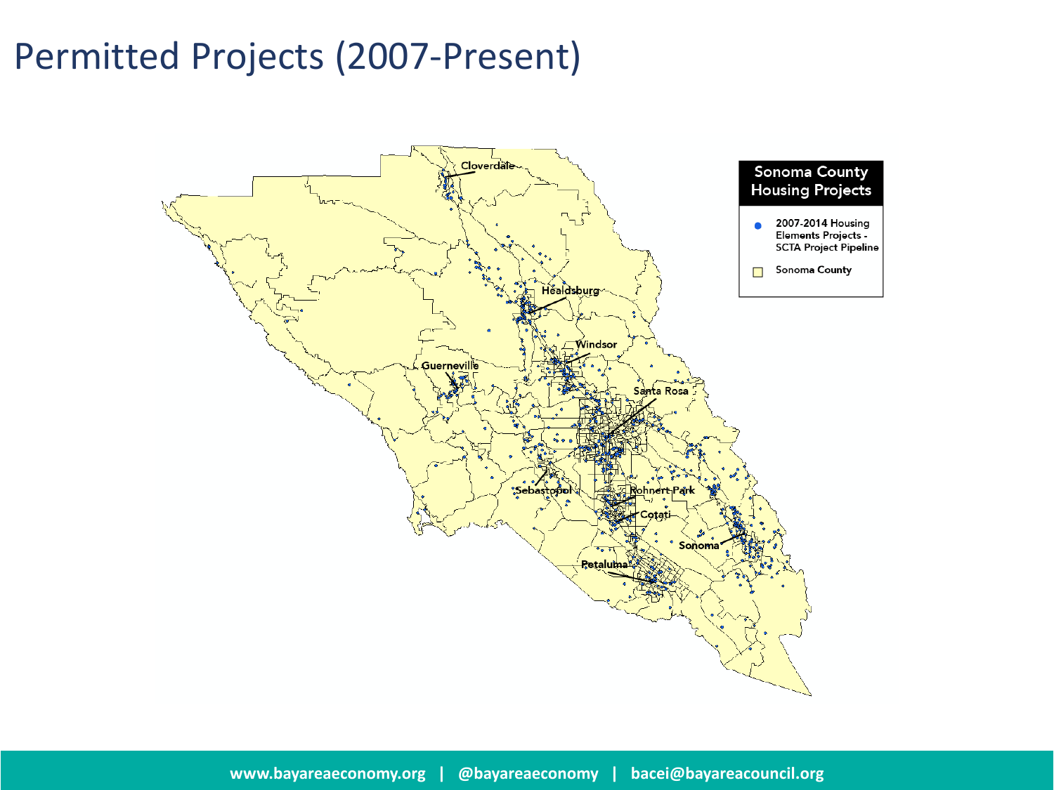# Permitted Projects (2007-Present)

**Sonoma County Housing Projects**

- 2007-2014 Housing Elements Projects - SCTA Project Pipeline
- Sonoma County

Cloverdale

Healdsburg

Windsor

Guerneville

Santa Rosa

Sebastopol

Rohnert Park

Cotati

Sonoma

Petaluma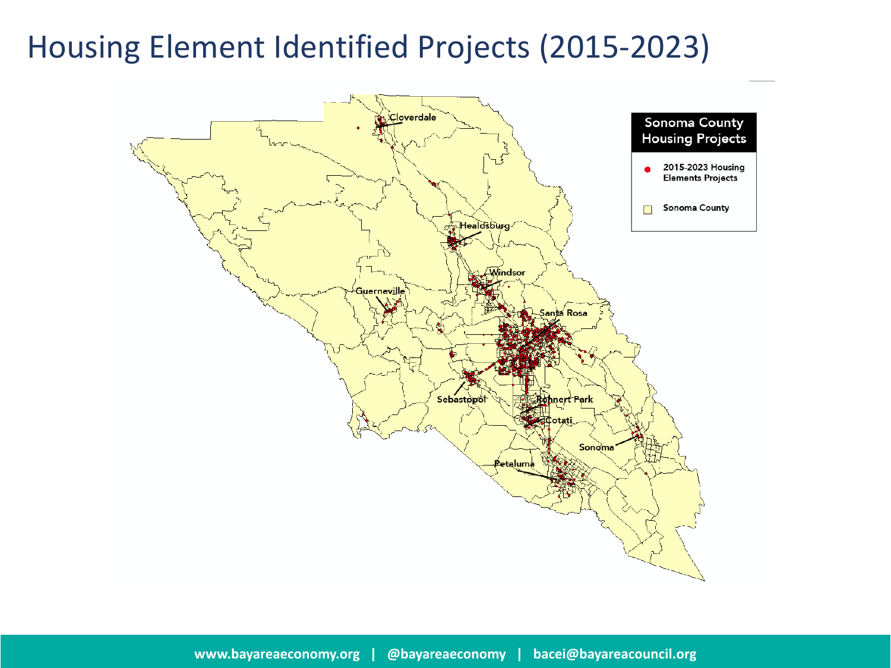# Housing Element Identified Projects (2015-2023)

**Sonoma County Housing Projects**

- 2015-2023 Housing Elements Projects
- Sonoma County

Cloverdale

Healdsburg

Windsor

Guerneville

Santa Rosa

Sebastopol

Rohnert Park

Cotati

Sonoma

Petaluma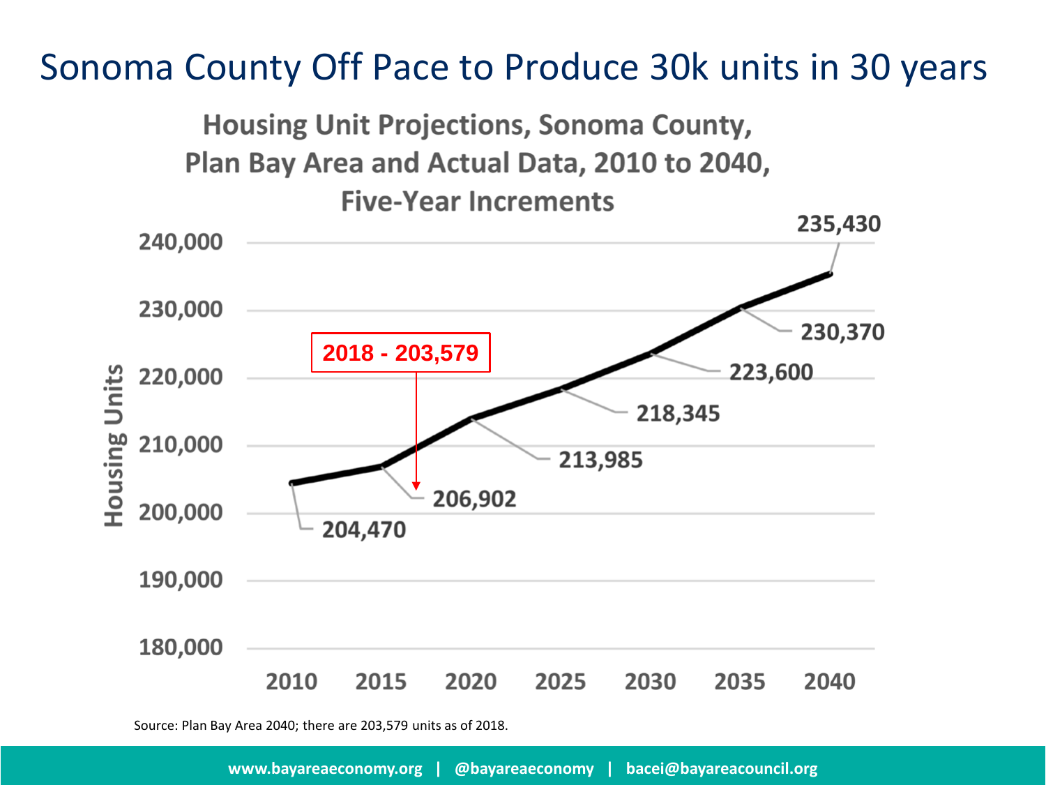# Sonoma County Off Pace to Produce 30k units in 30 years

**Housing Unit Projections, Sonoma County, Plan Bay Area and Actual Data, 2010 to 2040, Five-Year Increments**

| Year | Housing Units |
|---|---|
| 2010 | 204,470 |
| 2015 | 206,902 |
| 2020 | 213,985 |
| 2025 | 218,345 |
| 2030 | 223,600 |
| 2035 | 230,370 |
| 2040 | 235,430 |

2018 - 203,579

Source: Plan Bay Area 2040; there are 203,579 units as of 2018.

www.bayareaeconomy.org | @bayareaeconomy | bacei@bayareacouncil.org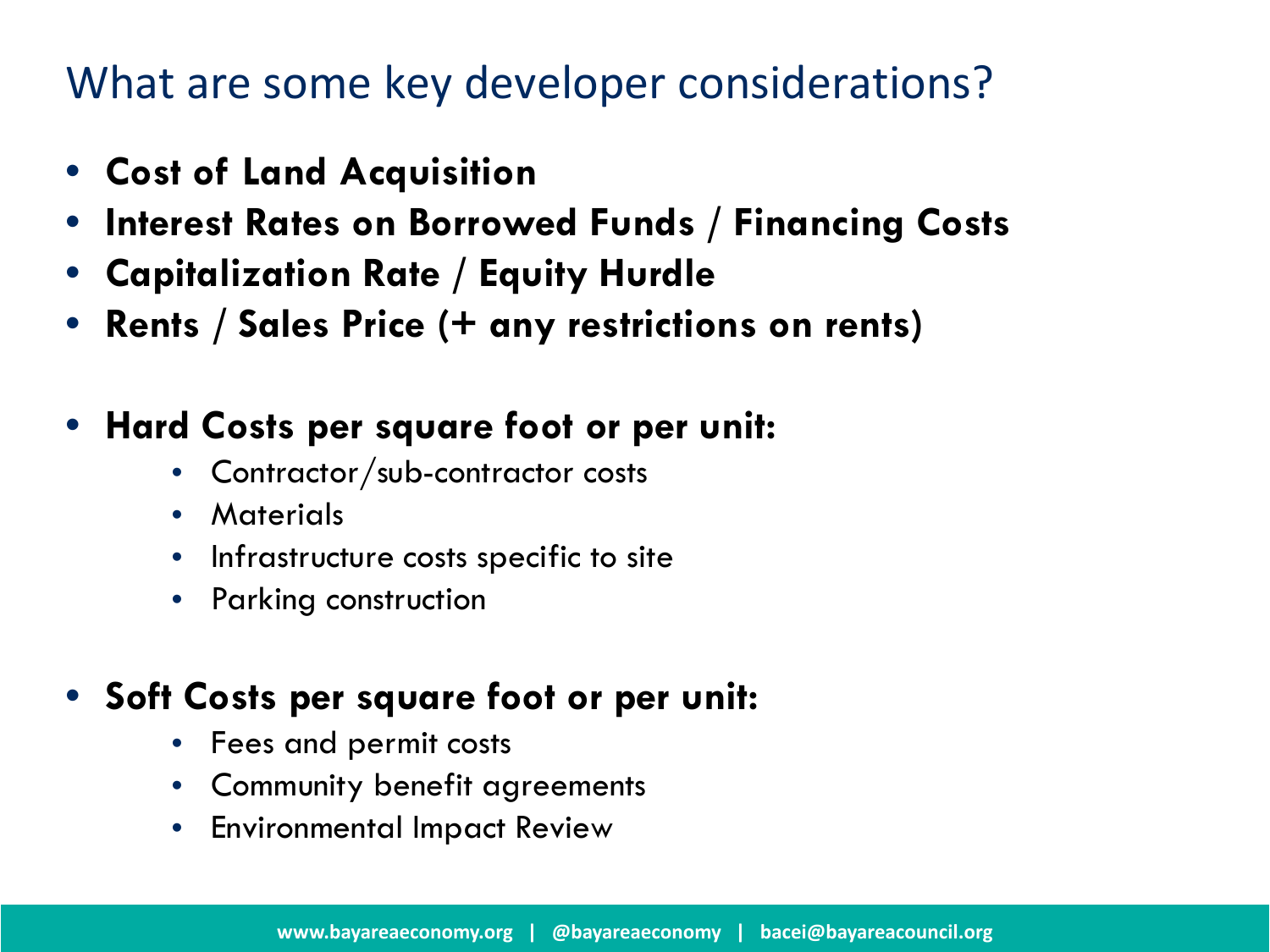# What are some key developer considerations?

- **Cost of Land Acquisition**
- **Interest Rates on Borrowed Funds / Financing Costs**
- **Capitalization Rate / Equity Hurdle**
- **Rents / Sales Price (+ any restrictions on rents)**

- **Hard Costs per square foot or per unit:**
  - Contractor/sub-contractor costs
  - Materials
  - Infrastructure costs specific to site
  - Parking construction

- **Soft Costs per square foot or per unit:**
  - Fees and permit costs
  - Community benefit agreements
  - Environmental Impact Review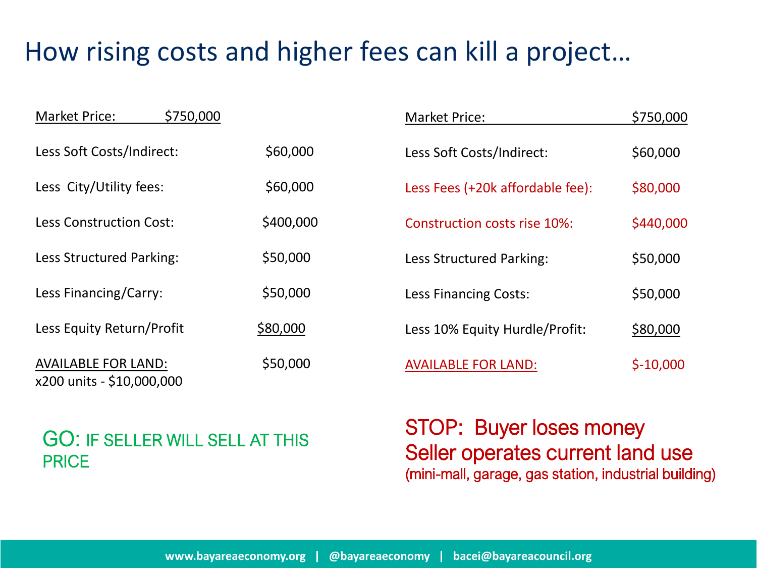# How rising costs and higher fees can kill a project…

| Market Price: | $750,000 |
|---|---|
| Less Soft Costs/Indirect: | $60,000 |
| Less City/Utility fees: | $60,000 |
| Less Construction Cost: | $400,000 |
| Less Structured Parking: | $50,000 |
| Less Financing/Carry: | $50,000 |
| Less Equity Return/Profit | $80,000 |
| AVAILABLE FOR LAND: x200 units - $10,000,000 | $50,000 |

GO: IF SELLER WILL SELL AT THIS PRICE

| Market Price: | $750,000 |
|---|---|
| Less Soft Costs/Indirect: | $60,000 |
| Less Fees (+20k affordable fee): | $80,000 |
| Construction costs rise 10%: | $440,000 |
| Less Structured Parking: | $50,000 |
| Less Financing Costs: | $50,000 |
| Less 10% Equity Hurdle/Profit: | $80,000 |
| AVAILABLE FOR LAND: | $-10,000 |

STOP: Buyer loses money
Seller operates current land use
(mini-mall, garage, gas station, industrial building)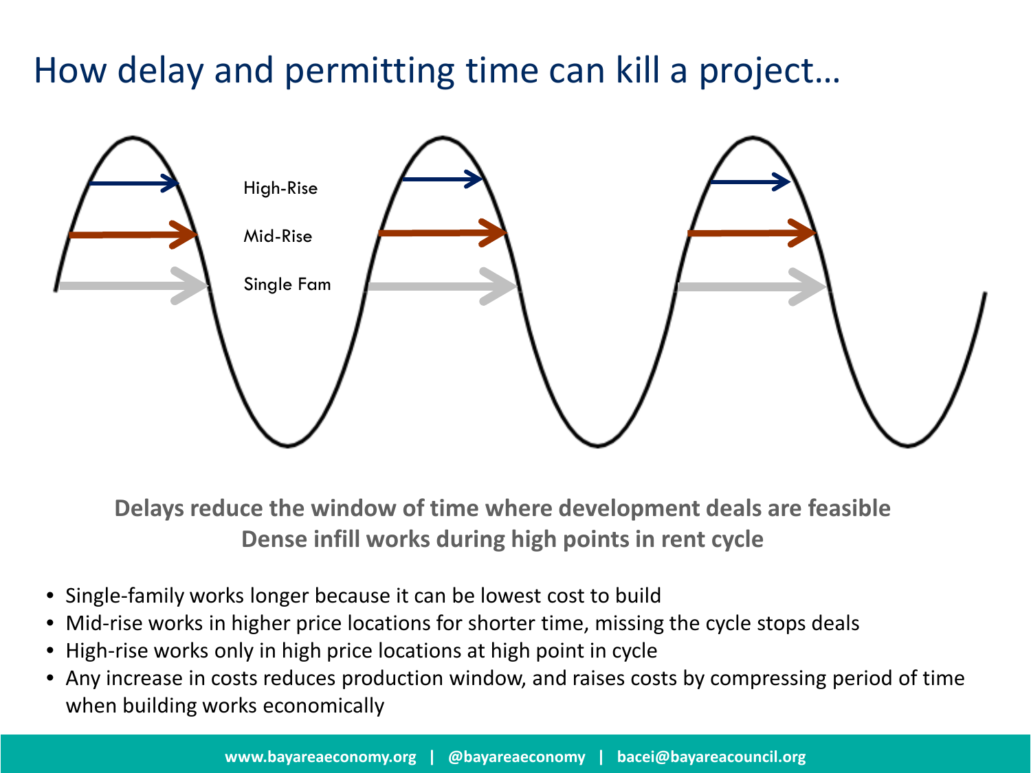# How delay and permitting time can kill a project…

High-Rise

Mid-Rise

Single Fam

**Delays reduce the window of time where development deals are feasible**
**Dense infill works during high points in rent cycle**

- Single-family works longer because it can be lowest cost to build
- Mid-rise works in higher price locations for shorter time, missing the cycle stops deals
- High-rise works only in high price locations at high point in cycle
- Any increase in costs reduces production window, and raises costs by compressing period of time when building works economically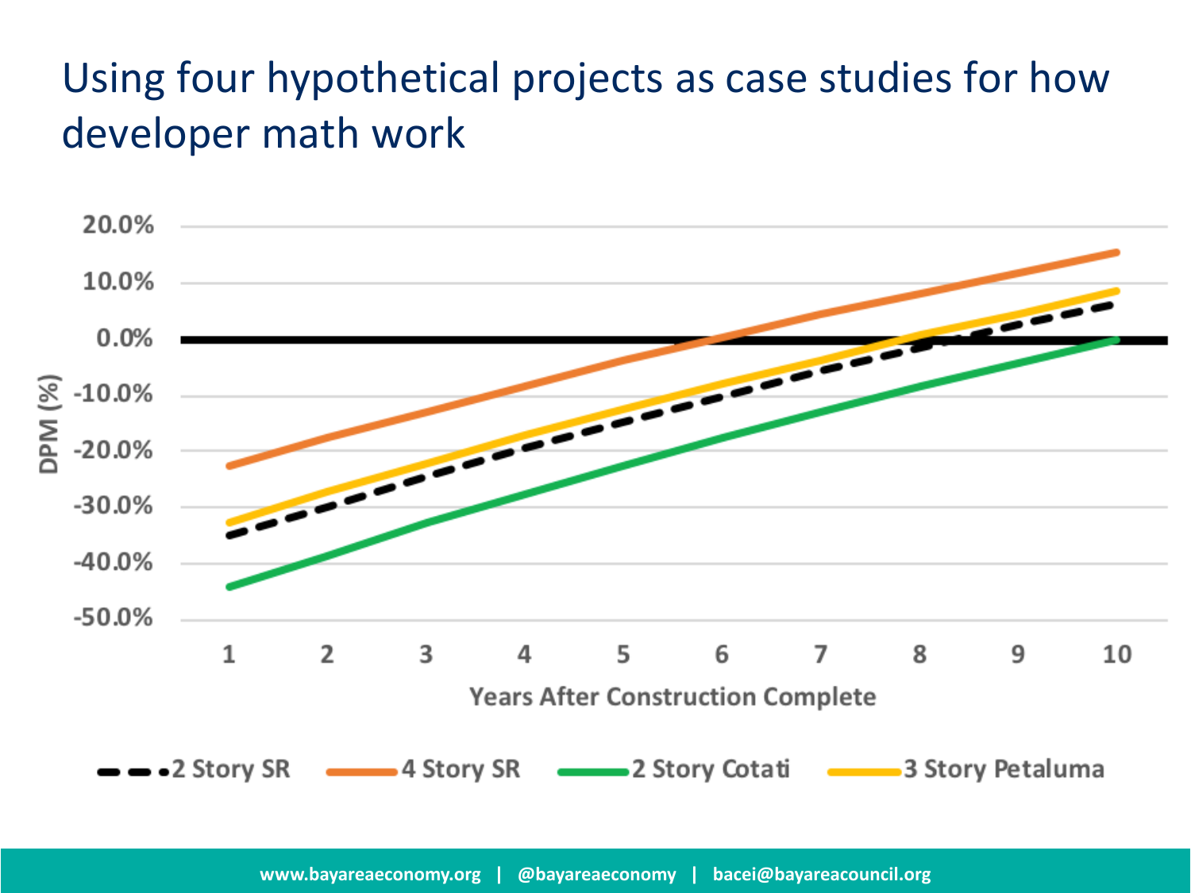# Using four hypothetical projects as case studies for how developer math work

DPM (%)

20.0%
10.0%
0.0%
-10.0%
-20.0%
-30.0%
-40.0%
-50.0%

1 2 3 4 5 6 7 8 9 10

Years After Construction Complete

2 Story SR | 4 Story SR | 2 Story Cotati | 3 Story Petaluma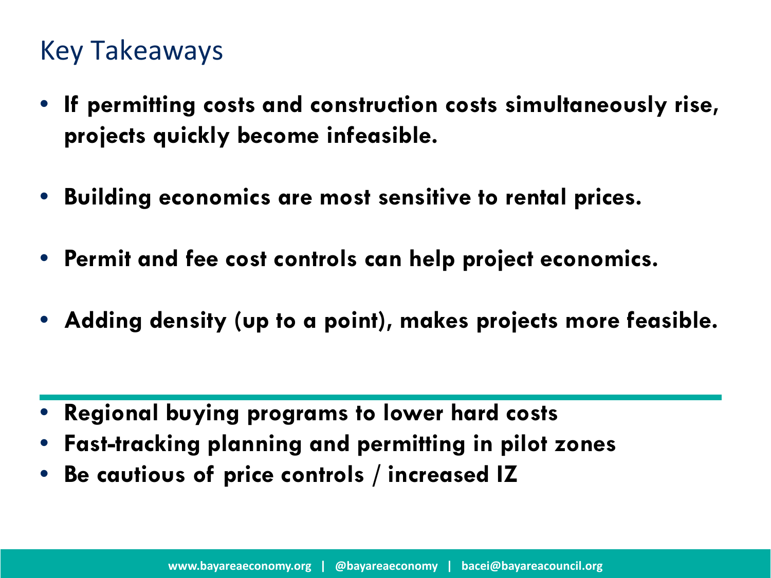# Key Takeaways

- **If permitting costs and construction costs simultaneously rise, projects quickly become infeasible.**
- **Building economics are most sensitive to rental prices.**
- **Permit and fee cost controls can help project economics.**
- **Adding density (up to a point), makes projects more feasible.**

---

- **Regional buying programs to lower hard costs**
- **Fast-tracking planning and permitting in pilot zones**
- **Be cautious of price controls / increased IZ**